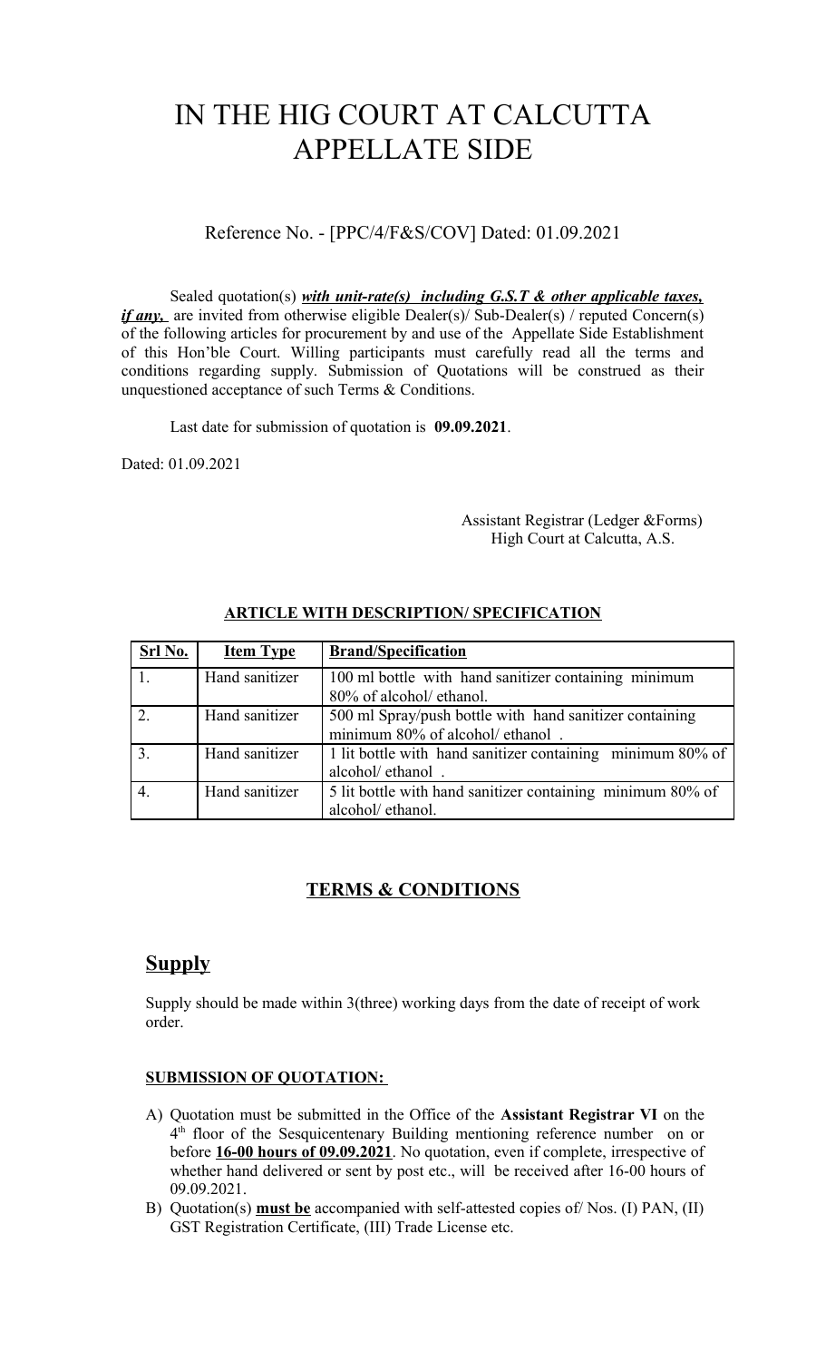# IN THE HIG COURT AT CALCUTTA APPELLATE SIDE

Reference No. - [PPC/4/F&S/COV] Dated: 01.09.2021

Sealed quotation(s) ***with unit-rate(s) including G.S.T & other applicable taxes, if any,*** are invited from otherwise eligible Dealer(s)/ Sub-Dealer(s) / reputed Concern(s) of the following articles for procurement by and use of the Appellate Side Establishment of this Hon'ble Court. Willing participants must carefully read all the terms and conditions regarding supply. Submission of Quotations will be construed as their unquestioned acceptance of such Terms & Conditions.

Last date for submission of quotation is **09.09.2021**.

Dated: 01.09.2021

Assistant Registrar (Ledger &Forms)
High Court at Calcutta, A.S.

**ARTICLE WITH DESCRIPTION/ SPECIFICATION**

| Srl No. | Item Type | Brand/Specification |
|---|---|---|
| 1. | Hand sanitizer | 100 ml bottle with hand sanitizer containing minimum 80% of alcohol/ ethanol. |
| 2. | Hand sanitizer | 500 ml Spray/push bottle with hand sanitizer containing minimum 80% of alcohol/ ethanol . |
| 3. | Hand sanitizer | 1 lit bottle with hand sanitizer containing minimum 80% of alcohol/ ethanol . |
| 4. | Hand sanitizer | 5 lit bottle with hand sanitizer containing minimum 80% of alcohol/ ethanol. |

## TERMS & CONDITIONS

## Supply

Supply should be made within 3(three) working days from the date of receipt of work order.

### SUBMISSION OF QUOTATION:

A) Quotation must be submitted in the Office of the **Assistant Registrar VI** on the 4th floor of the Sesquicentenary Building mentioning reference number on or before **16-00 hours of 09.09.2021**. No quotation, even if complete, irrespective of whether hand delivered or sent by post etc., will be received after 16-00 hours of 09.09.2021.

B) Quotation(s) **must be** accompanied with self-attested copies of/ Nos. (I) PAN, (II) GST Registration Certificate, (III) Trade License etc.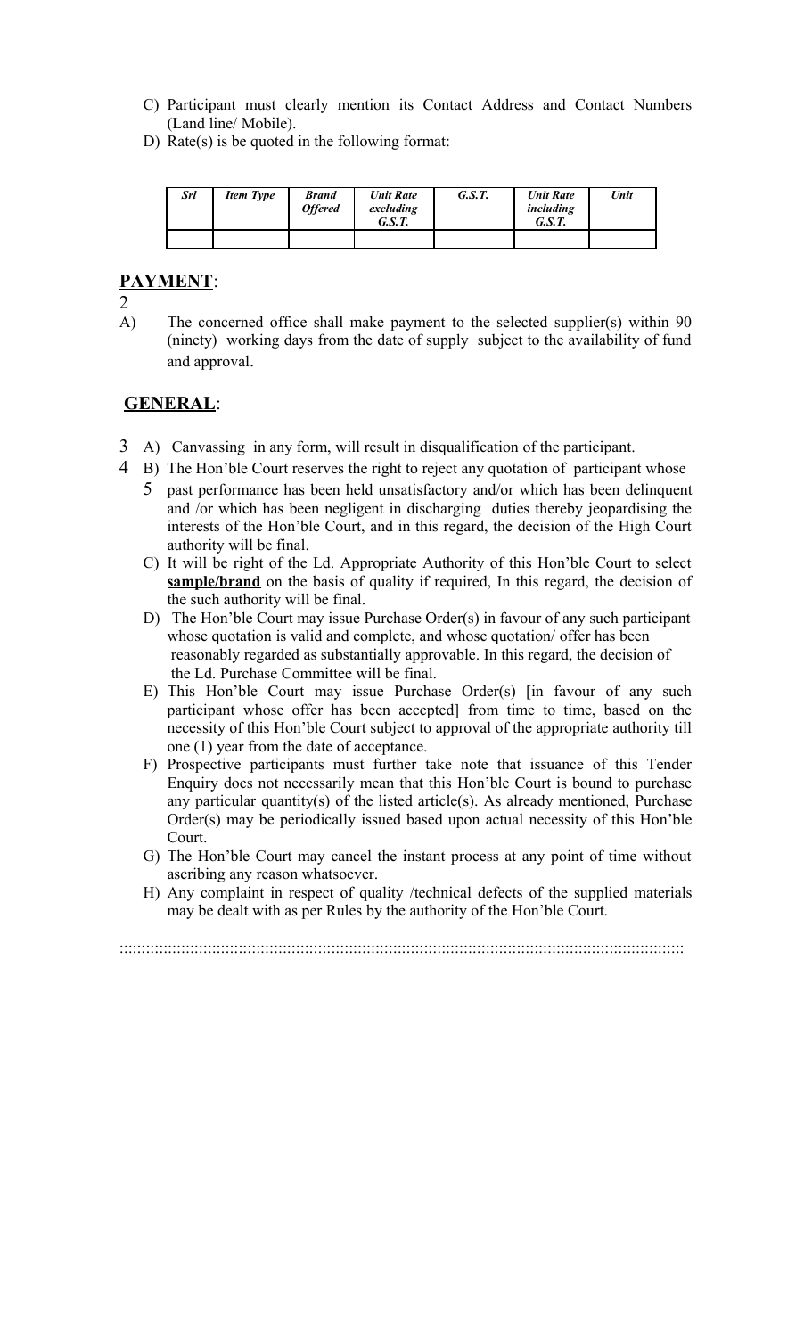C) Participant must clearly mention its Contact Address and Contact Numbers (Land line/ Mobile).

D) Rate(s) is be quoted in the following format:

| *Srl* | *Item Type* | *Brand Offered* | *Unit Rate excluding G.S.T.* | *G.S.T.* | *Unit Rate including G.S.T.* | *Unit* |
|---|---|---|---|---|---|---|
| | | | | | | |

## PAYMENT:

2

A) The concerned office shall make payment to the selected supplier(s) within 90 (ninety) working days from the date of supply subject to the availability of fund and approval.

## GENERAL:

3 A) Canvassing in any form, will result in disqualification of the participant.

4 B) The Hon'ble Court reserves the right to reject any quotation of participant whose

5 past performance has been held unsatisfactory and/or which has been delinquent and /or which has been negligent in discharging duties thereby jeopardising the interests of the Hon'ble Court, and in this regard, the decision of the High Court authority will be final.

C) It will be right of the Ld. Appropriate Authority of this Hon'ble Court to select **sample/brand** on the basis of quality if required, In this regard, the decision of the such authority will be final.

D) The Hon'ble Court may issue Purchase Order(s) in favour of any such participant whose quotation is valid and complete, and whose quotation/ offer has been reasonably regarded as substantially approvable. In this regard, the decision of the Ld. Purchase Committee will be final.

E) This Hon'ble Court may issue Purchase Order(s) [in favour of any such participant whose offer has been accepted] from time to time, based on the necessity of this Hon'ble Court subject to approval of the appropriate authority till one (1) year from the date of acceptance.

F) Prospective participants must further take note that issuance of this Tender Enquiry does not necessarily mean that this Hon'ble Court is bound to purchase any particular quantity(s) of the listed article(s). As already mentioned, Purchase Order(s) may be periodically issued based upon actual necessity of this Hon'ble Court.

G) The Hon'ble Court may cancel the instant process at any point of time without ascribing any reason whatsoever.

H) Any complaint in respect of quality /technical defects of the supplied materials may be dealt with as per Rules by the authority of the Hon'ble Court.

::::::::::::::::::::::::::::::::::::::::::::::::::::::::::::::::::::::::::::::::::::::::::::::::::::::::::::::::::::::::::::::::::::::::